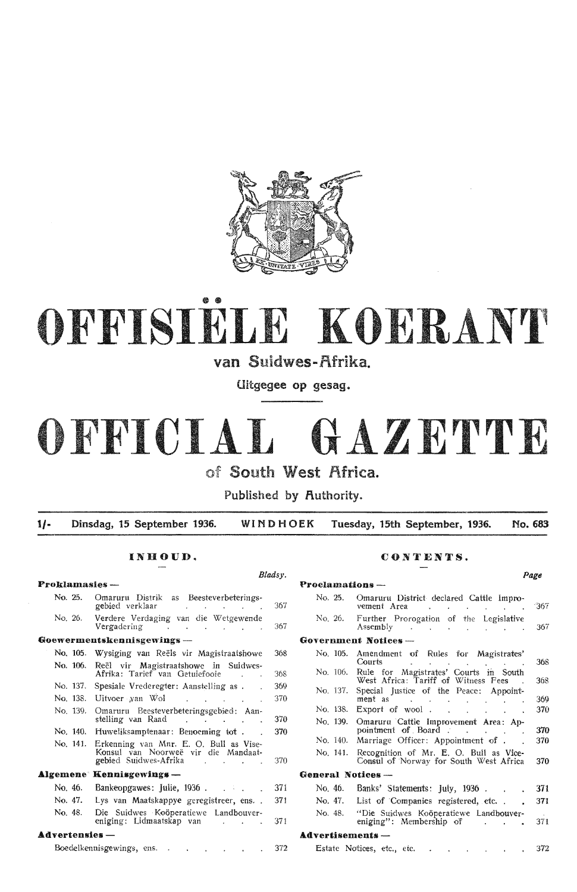# OFFISIËLE KOERANT

## van Suidwes-Afrika.

Uitgegee op gesag.

# OFFICIAL GAZETTE

## of South West Africa.

Published by Authority.

1/- Dinsdag, 15 September 1936. WINDHOEK Tuesday, 15th September, 1936. No. 683

## INHOUD.

| | Bladsy. |
|---|---|
| **Proklamasies —** | |
| No. 25. Omaruru Distrik as Beesteverbeteringsgebied verklaar | 367 |
| No. 26. Verdere Verdaging van die Wetgewende Vergadering | 367 |
| **Goewermentskennisgewings —** | |
| No. 105. Wysiging van Reëls vir Magistraatshowe | 368 |
| No. 106. Reël vir Magistraatshowe in Suidwes-Afrika: Tarief van Getuiefooie | 368 |
| No. 137. Spesiale Vrederegter: Aanstelling as | 369 |
| No. 138. Uitvoer van Wol | 370 |
| No. 139. Omaruru Beesteverbeteringsgebied: Aanstelling van Raad | 370 |
| No. 140. Huweliksamptenaar: Benoeming tot | 370 |
| No. 141. Erkenning van Mnr. E. O. Bull as Vise-Konsul van Noorweë vir die Mandaatgebied Suidwes-Afrika | 370 |
| **Algemene Kennisgewings —** | |
| No. 46. Bankeopgawes: Julie, 1936 | 371 |
| No. 47. Lys van Maatskappye geregistreer, ens. | 371 |
| No. 48. Die Suidwes Koöperatiewe Landbouvereniging: Lidmaatskap van | 371 |
| **Advertensies —** | |
| Boedelkennisgewings, ens. | 372 |

## CONTENTS.

| | Page |
|---|---|
| **Proclamations —** | |
| No. 25. Omaruru District declared Cattle Improvement Area | 367 |
| No. 26. Further Prorogation of the Legislative Assembly | 367 |
| **Government Notices —** | |
| No. 105. Amendment of Rules for Magistrates' Courts | 368 |
| No. 106. Rule for Magistrates' Courts in South West Africa: Tariff of Witness Fees | 368 |
| No. 137. Special Justice of the Peace: Appointment as | 369 |
| No. 138. Export of wool | 370 |
| No. 139. Omaruru Cattle Improvement Area: Appointment of Board | 370 |
| No. 140. Marriage Officer: Appointment of | 370 |
| No. 141. Recognition of Mr. E. O. Bull as Vice-Consul of Norway for South West Africa | 370 |
| **General Notices —** | |
| No. 46. Banks' Statements: July, 1936 | 371 |
| No. 47. List of Companies registered, etc. | 371 |
| No. 48. "Die Suidwes Koöperatiewe Landbouvereniging": Membership of | 371 |
| **Advertisements —** | |
| Estate Notices, etc., etc. | 372 |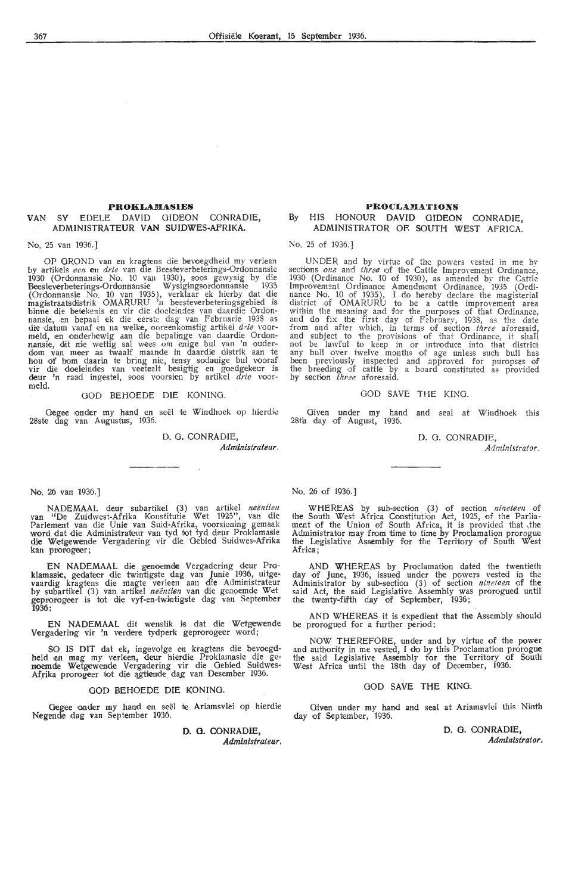## PROKLAMASIES

### VAN SY EDELE DAVID GIDEON CONRADIE, ADMINISTRATEUR VAN SUIDWES-AFRIKA.

No. 25 van 1936.]

OP GROND van en kragtens die bevoegdheid my verleen by artikels *een* en *drie* van die Beesteverbeterings-Ordonnansie 1930 (Ordonnansie No. 10 van 1930), soos gewysig by die Beesteverbeterings-Ordonnansie Wysigingsordonnansie 1935 (Ordonnansie No. 10 van 1935), verklaar ek hierby dat die magistraatsdistrik OMARURU 'n beesteverbeteringsgebied is binne die betekenis en vir die doeleindes van daardie Ordonnansie, en bepaal ek die eerste dag van Februarie 1938 as die datum vanaf en na welke, ooreenkomstig artikel *drie* voormeld, en onderhewig aan die bepalinge van daardie Ordonnansie, dit nie wettig sal wees om enige bul van 'n ouderdom van meer as twaalf maande in daardie distrik aan te hou of hom daarin te bring nie, tensy sodanige bul vooraf vir die doeleindes van veeteelt besigtig en goedgekeur is deur 'n raad ingestel, soos voorsien by artikel *drie* voormeld.

GOD BEHOEDE DIE KONING.

Gegee onder my hand en seël te Windhoek op hierdie 28ste dag van Augustus, 1936.

D. G. CONRADIE,
*Administrateur.*

No. 26 van 1936.]

NADEMAAL deur subartikel (3) van artikel *neëntien* van "De Zuidwest-Afrika Konstitutie Wet 1925", van die Parlement van die Unie van Suid-Afrika, voorsiening gemaak word dat die Administrateur van tyd tot tyd deur Proklamasie die Wetgewende Vergadering vir die Gebied Suidwes-Afrika kan prorogeer;

EN NADEMAAL die genoemde Vergadering deur Proklamasie, gedateer die twintigste dag van Junie 1936, uitgevaardig kragtens die magte verleen aan die Administrateur by subartikel (3) van artikel *neëntien* van die genoemde Wet geprorogeer is tot die vyf-en-twintigste dag van September 1936;

EN NADEMAAL dit wenslik is dat die Wetgewende Vergadering vir 'n verdere tydperk geprorogeer word;

SO IS DIT dat ek, ingevolge en kragtens die bevoegdheid en mag my verleen, deur hierdie Proklamasie die genoemde Wetgewende Vergadering vir die Gebied Suidwes-Afrika prorogeer tot die agtiende dag van Desember 1936.

GOD BEHOEDE DIE KONING.

Gegee onder my hand en seël te Ariamsvlei op hierdie Negende dag van September 1936.

D. G. CONRADIE,
*Administrateur.*

## PROCLAMATIONS

### By HIS HONOUR DAVID GIDEON CONRADIE, ADMINISTRATOR OF SOUTH WEST AFRICA.

No. 25 of 1936.]

UNDER and by virtue of the powers vested in me by sections *one* and *three* of the Cattle Improvement Ordinance, 1930 (Ordinance No. 10 of 1930), as amended by the Cattle Improvement Ordinance Amendment Ordinance, 1935 (Ordinance No. 10 of 1935), I do hereby declare the magisterial district of OMARURU to be a cattle improvement area within the meaning and for the purposes of that Ordinance, and do fix the first day of February, 1938, as the date from and after which, in terms of section *three* aforesaid, and subject to the provisions of that Ordinance, it shall not be lawful to keep in or introduce into that district any bull over twelve months of age unless such bull has been previously inspected and approved for puropses of the breeding of cattle by a board constituted as provided by section *three* aforesaid.

GOD SAVE THE KING.

Given under my hand and seal at Windhoek this 28th day of August, 1936.

D. G. CONRADIE,
*Administrator.*

No. 26 of 1936.]

WHEREAS by sub-section (3) of section *nineteen* of the South West Africa Constitution Act, 1925, of the Parliament of the Union of South Africa, it is provided that the Administrator may from time to time by Proclamation prorogue the Legislative Assembly for the Territory of South West Africa;

AND WHEREAS by Proclamation dated the twentieth day of June, 1936, issued under the powers vested in the Administrator by sub-section (3) of section *nineteen* of the said Act, the said Legislative Assembly was prorogued until the twenty-fifth day of September, 1936;

AND WHEREAS it is expedient that the Assembly should be prorogued for a further period;

NOW THEREFORE, under and by virtue of the power and authority in me vested, I do by this Proclamation prorogue the said Legislative Assembly for the Territory of South West Africa until the 18th day of December, 1936.

GOD SAVE THE KING.

Given under my hand and seal at Ariamsvlei this Ninth day of September, 1936.

D. G. CONRADIE,
*Administrator.*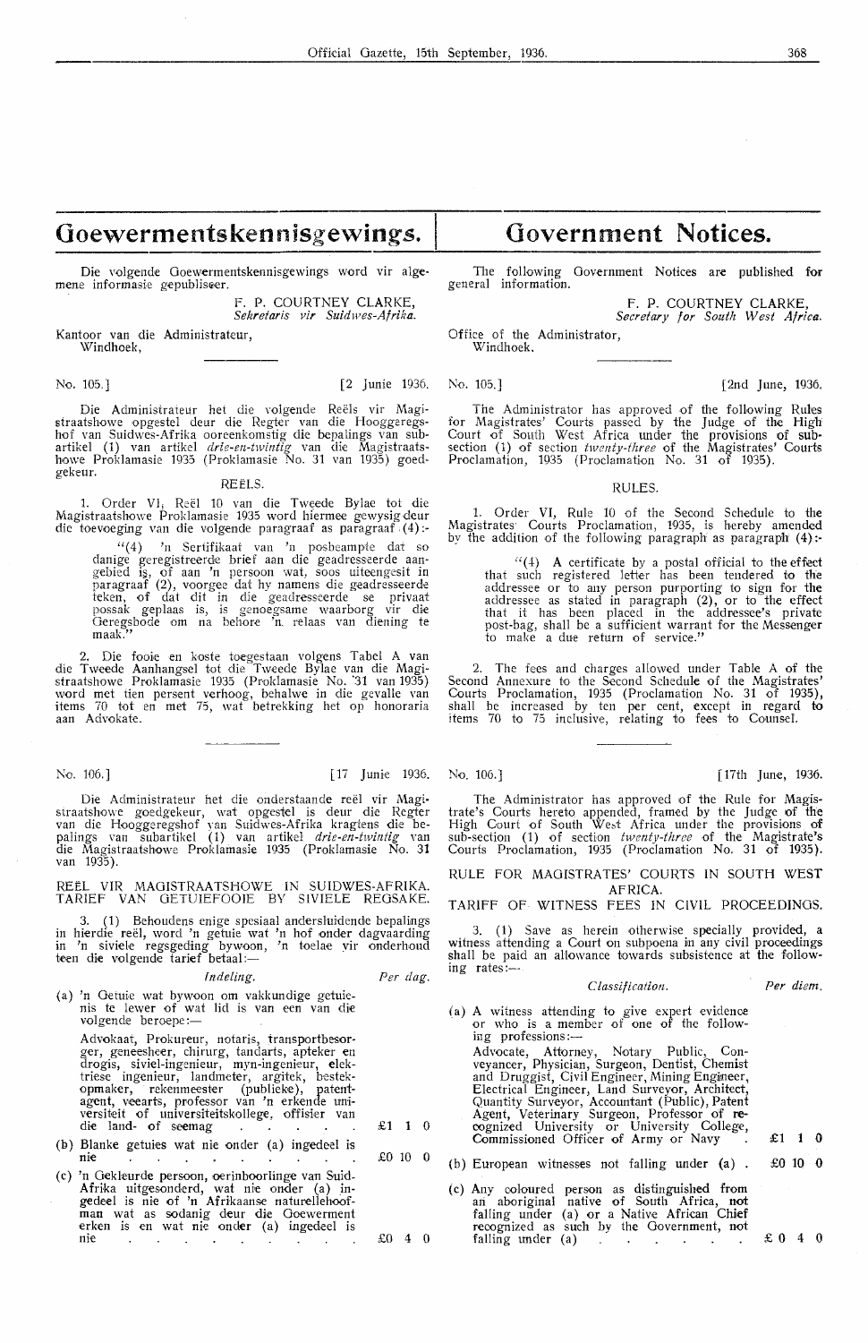# Goewermentskennisgewings.

Die volgende Goewermentskennisgewings word vir algemene informasie gepubliseer.

F. P. COURTNEY CLARKE,
*Sekretaris vir Suidwes-Afrika.*

Kantoor van die Administrateur,
Windhoek,

No. 105.] [2 Junie 1936.

Die Administrateur het die volgende Reëls vir Magistraatshowe opgestel deur die Regter van die Hooggeregshof van Suidwes-Afrika ooreenkomstig die bepalings van subartikel (1) van artikel *drie-en-twintig* van die Magistraatshowe Proklamasie 1935 (Proklamasie No. 31 van 1935) goedgekeur.

REËLS.

1. Order VI, Reël 10 van die Tweede Bylae tot die Magistraatshowe Proklamasie 1935 word hiermee gewysig deur die toevoeging van die volgende paragraaf as paragraaf (4):-

"(4) 'n Sertifikaat van 'n posbeampte dat so danige geregistreerde brief aan die geadresseerde aangebied is, of aan 'n persoon wat, soos uiteengesit in paragraaf (2), voorgee dat hy namens die geadresseerde teken, of dat dit in die geadresseerde se privaat possak geplaas is, is genoegsame waarborg vir die Geregsbode om na behore 'n relaas van diening te maak."

2. Die fooie en koste toegestaan volgens Tabel A van die Tweede Aanhangsel tot die Tweede Bylae van die Magistraatshowe Proklamasie 1935 (Proklamasie No. 31 van 1935) word met tien persent verhoog, behalwe in die gevalle van items 70 tot en met 75, wat betrekking het op honoraria aan Advokate.

No. 106.] [17 Junie 1936.

Die Administrateur het die onderstaande reël vir Magistraatshowe goedgekeur, wat opgestel is deur die Regter van die Hooggeregshof van Suidwes-Afrika kragtens die bepalings van subartikel (1) van artikel *drie-en-twintig* van die Magistraatshowe Proklamasie 1935 (Proklamasie No. 31 van 1935).

REËL VIR MAGISTRAATSHOWE IN SUIDWES-AFRIKA.
TARIEF VAN GETUIEFOOIE BY SIVIELE REGSAKE.

3. (1) Behoudens enige spesiaal andersluidende bepalings in hierdie reël, word 'n getuie wat 'n hof onder dagvaarding in 'n siviele regsgeding bywoon, 'n toelae vir onderhoud teen die volgende tarief betaal:—

| *Indeling.* | *Per dag.* |
|---|---|
| (a) 'n Getuie wat bywoon om vakkundige getuienis te lewer of wat lid is van een van die volgende beroepe:— Advokaat, Prokureur, notaris, transportbesorger, geneesheer, chirurg, tandarts, apteker en drogis, siviel-ingenieur, myn-ingenieur, elektriese ingenieur, landmeter, argitek, bestekopmaker, rekenmeester (publieke), patentagent, veearts, professor van 'n erkende universiteit of universiteitskollege, offisier van die land- of seemag | £1 1 0 |
| (b) Blanke getuies wat nie onder (a) ingedeel is nie | £0 10 0 |
| (c) 'n Gekleurde persoon, oerinboorlinge van Suid-Afrika uitgesonderd, wat nie onder (a) ingedeel is nie of 'n Afrikaanse naturellehoofman wat as sodanig deur die Goewerment erken is en wat nie onder (a) ingedeel is nie | £0 4 0 |

# Government Notices.

The following Government Notices are published for general information.

F. P. COURTNEY CLARKE,
*Secretary for South West Africa.*

Office of the Administrator,
Windhoek.

No. 105.] [2nd June, 1936.

The Administrator has approved of the following Rules for Magistrates' Courts passed by the Judge of the High Court of South West Africa under the provisions of subsection (1) of section *twenty-three* of the Magistrates' Courts Proclamation, 1935 (Proclamation No. 31 of 1935).

RULES.

1. Order VI, Rule 10 of the Second Schedule to the Magistrates' Courts Proclamation, 1935, is hereby amended by the addition of the following paragraph as paragraph (4):-

"(4) A certificate by a postal official to the effect that such registered letter has been tendered to the addressee or to any person purporting to sign for the addressee as stated in paragraph (2), or to the effect that it has been placed in the addressee's private post-bag, shall be a sufficient warrant for the Messenger to make a due return of service."

2. The fees and charges allowed under Table A of the Second Annexure to the Second Schedule of the Magistrates' Courts Proclamation, 1935 (Proclamation No. 31 of 1935), shall be increased by ten per cent, except in regard to items 70 to 75 inclusive, relating to fees to Counsel.

No. 106.] [17th June, 1936.

The Administrator has approved of the Rule for Magistrate's Courts hereto appended, framed by the Judge of the High Court of South West Africa under the provisions of sub-section (1) of section *twenty-three* of the Magistrate's Courts Proclamation, 1935 (Proclamation No. 31 of 1935).

RULE FOR MAGISTRATES' COURTS IN SOUTH WEST AFRICA.
TARIFF OF WITNESS FEES IN CIVIL PROCEEDINGS.

3. (1) Save as herein otherwise specially provided, a witness attending a Court on subpoena in any civil proceedings shall be paid an allowance towards subsistence at the following rates:—

| *Classification.* | *Per diem.* |
|---|---|
| (a) A witness attending to give expert evidence or who is a member of one of the following professions:— Advocate, Attorney, Notary Public, Conveyancer, Physician, Surgeon, Dentist, Chemist and Druggist, Civil Engineer, Mining Engineer, Electrical Engineer, Land Surveyor, Architect, Quantity Surveyor, Accountant (Public), Patent Agent, Veterinary Surgeon, Professor of recognized University or University College, Commissioned Officer of Army or Navy | £1 1 0 |
| (b) European witnesses not falling under (a) | £0 10 0 |
| (c) Any coloured person as distinguished from an aboriginal native of South Africa, not falling under (a) or a Native African Chief recognized as such by the Government, not falling under (a) | £0 4 0 |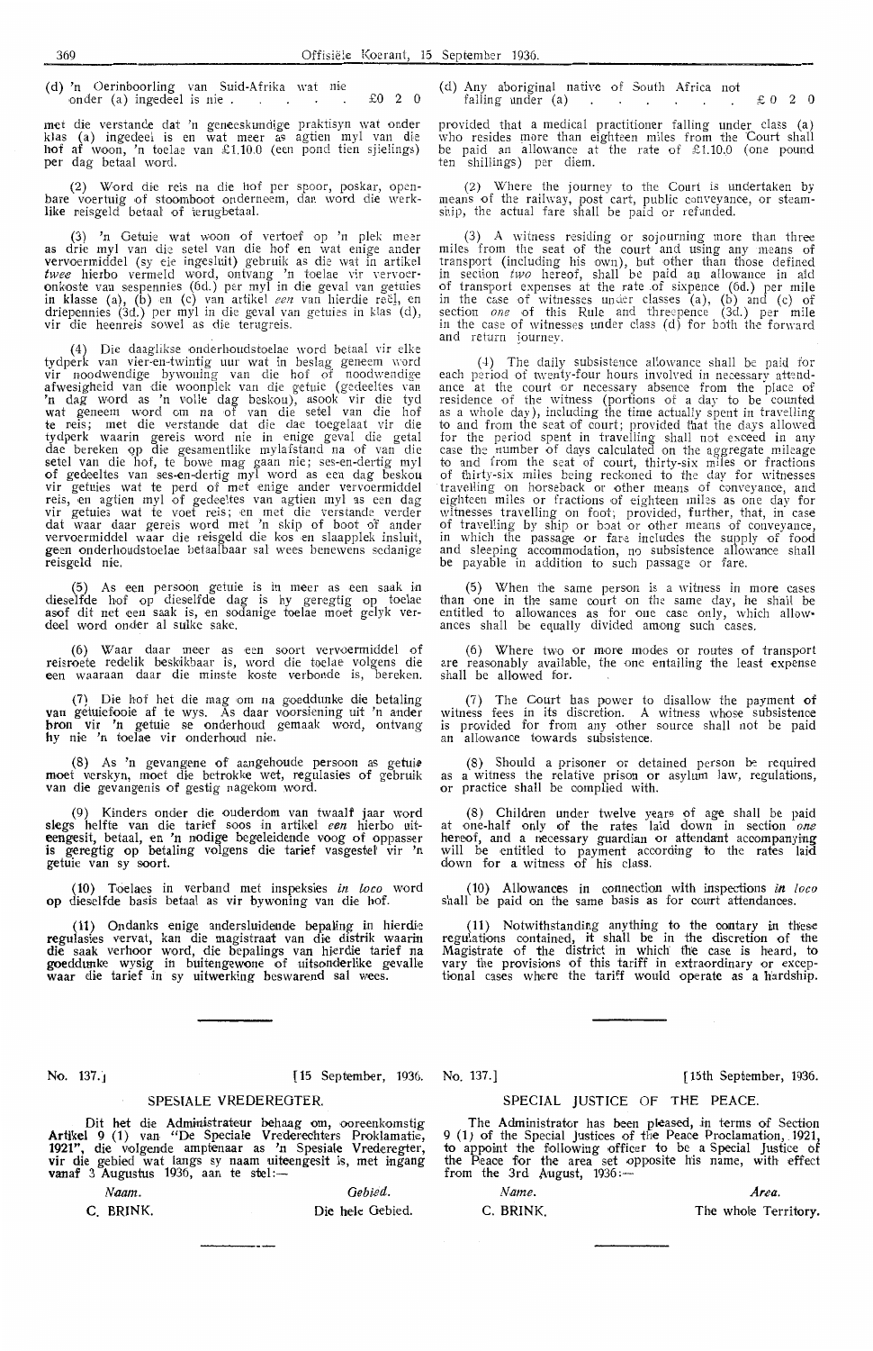(d) 'n Oerinboorling van Suid-Afrika wat nie onder (a) ingedeel is nie . . . . . £0 2 0

met die verstande dat 'n geneeskundige praktisyn wat onder klas (a) ingedeel is en wat meer as agtien myl van die hof af woon, 'n toelae van £1.10.0 (een pond tien sjielings) per dag betaal word.

(2) Word die reis na die hof per spoor, poskar, openbare voertuig of stoomboot onderneem, dan word die werklike reisgeld betaal of terugbetaal.

(3) 'n Getuie wat woon of vertoef op 'n plek meer as drie myl van die setel van die hof en wat enige ander vervoermiddel (sy eie ingesluit) gebruik as die wat in artikel *twee* hierbo vermeld word, ontvang 'n toelae vir vervoeronkoste van sespennies (6d.) per myl in die geval van getuies in klasse (a), (b) en (c) van artikel *een* van hierdie reël, en driepennies (3d.) per myl in die geval van getuies in klas (d), vir die heenreis sowel as die terugreis.

(4) Die daaglikse onderhoudstoelae word betaal vir elke tydperk van vier-en-twintig uur wat in beslag geneem word vir noodwendige bywoning van die hof of noodwendige afwesigheid van die woonplek van die getuie (gedeeltes van 'n dag word as 'n volle dag beskou), asook vir die tyd wat geneem word om na of van die setel van die hof te reis; met die verstande dat die dae toegelaat vir die tydperk waarin gereis word nie in enige geval die getal dae bereken op die gesamentlike mylafstand na of van die setel van die hof, te bowe mag gaan nie; ses-en-dertig myl of gedeeltes van ses-en-dertig myl word as een dag beskou vir getuies wat te perd of met enige ander vervoermiddel reis, en agtien myl of gedeeltes van agtien myl as een dag vir getuies wat te voet reis; en met die verstande verder dat waar daar gereis word met 'n skip of boot of ander vervoermiddel waar die reisgeld die kos en slaapplek insluit, geen onderhoudstoelae betaalbaar sal wees benewens sodanige reisgeld nie.

(5) As een persoon getuie is in meer as een saak in dieselfde hof op dieselfde dag is hy geregtig op toelae asof dit net een saak is, en sodanige toelae moet gelyk verdeel word onder al sulke sake.

(6) Waar daar meer as een soort vervoermiddel of reisroete redelik beskikbaar is, word die toelae volgens die een waaraan daar die minste koste verbonde is, bereken.

(7) Die hof het die mag om na goeddunke die betaling van getuiefooie af te wys. As daar voorsiening uit 'n ander bron vir 'n getuie se onderhoud gemaak word, ontvang hy nie 'n toelae vir onderhoud nie.

(8) As 'n gevangene of aangehoude persoon as getuie moet verskyn, moet die betrokke wet, regulasies of gebruik van die gevangenis of gestig nagekom word.

(9) Kinders onder die ouderdom van twaalf jaar word slegs helfte van die tarief soos in artikel *een* hierbo uiteengesit, betaal, en 'n nodige begeleidende voog of oppasser is geregtig op betaling volgens die tarief vasgestel vir 'n getuie van sy soort.

(10) Toelaes in verband met inspeksies *in loco* word op dieselfde basis betaal as vir bywoning van die hof.

(11) Ondanks enige andersluidende bepaling in hierdie regulasies vervat, kan die magistraat van die distrik waarin die saak verhoor word, die bepalings van hierdie tarief na goeddunke wysig in buitengewone of uitsonderlike gevalle waar die tarief in sy uitwerking beswarend sal wees.

(d) Any aboriginal native of South Africa not falling under (a) . . . . . . . £0 2 0

provided that a medical practitioner falling under class (a) who resides more than eighteen miles from the Court shall be paid an allowance at the rate of £1.10.0 (one pound ten shillings) per diem.

(2) Where the journey to the Court is undertaken by means of the railway, post cart, public conveyance, or steamship, the actual fare shall be paid or refunded.

(3) A witness residing or sojourning more than three miles from the seat of the court and using any means of transport (including his own), but other than those defined in section *two* hereof, shall be paid an allowance in aid of transport expenses at the rate of sixpence (6d.) per mile in the case of witnesses under classes (a), (b) and (c) of section *one* of this Rule and threepence (3d.) per mile in the case of witnesses under class (d) for both the forward and return journey.

(4) The daily subsistence allowance shall be paid for each period of twenty-four hours involved in necessary attendance at the court or necessary absence from the place of residence of the witness (portions of a day to be counted as a whole day), including the time actually spent in travelling to and from the seat of court; provided that the days allowed for the period spent in travelling shall not exceed in any case the number of days calculated on the aggregate mileage to and from the seat of court, thirty-six miles or fractions of thirty-six miles being reckoned to the day for witnesses travelling on horseback or other means of conveyance, and eighteen miles or fractions of eighteen miles as one day for witnesses travelling on foot; provided, further, that, in case of travelling by ship or boat or other means of conveyance, in which the passage or fare includes the supply of food and sleeping accommodation, no subsistence allowance shall be payable in addition to such passage or fare.

(5) When the same person is a witness in more cases than one in the same court on the same day, he shall be entitled to allowances as for one case only, which allowances shall be equally divided among such cases.

(6) Where two or more modes or routes of transport are reasonably available, the one entailing the least expense shall be allowed for.

(7) The Court has power to disallow the payment of witness fees in its discretion. A witness whose subsistence is provided for from any other source shall not be paid an allowance towards subsistence.

(8) Should a prisoner or detained person be required as a witness the relative prison or asylum law, regulations, or practice shall be complied with.

(9) Children under twelve years of age shall be paid at one-half only of the rates laid down in section *one* hereof, and a necessary guardian or attendant accompanying will be entitled to payment according to the rates laid down for a witness of his class.

(10) Allowances in connection with inspections *in loco* shall be paid on the same basis as for court attendances.

(11) Notwithstanding anything to the contary in these regulations contained, it shall be in the discretion of the Magistrate of the district in which the case is heard, to vary the provisions of this tariff in extraordinary or exceptional cases where the tariff would operate as a hardship.

---

No. 137.] [15 September, 1936.

## SPESIALE VREDEREGTER.

Dit het die Administrateur behaag om, ooreenkomstig Artikel 9 (1) van "De Speciale Vrederechters Proklamatie, 1921", die volgende amptenaar as 'n Spesiale Vrederegter, vir die gebied wat langs sy naam uiteengesit is, met ingang vanaf 3 Augustus 1936, aan te stel:—

| *Naam.* | *Gebied.* |
|---|---|
| C. BRINK. | Die hele Gebied. |

No. 137.] [15th September, 1936.

## SPECIAL JUSTICE OF THE PEACE.

The Administrator has been pleased, in terms of Section 9 (1) of the Special Justices of the Peace Proclamation, 1921, to appoint the following officer to be a Special Justice of the Peace for the area set opposite his name, with effect from the 3rd August, 1936:—

| *Name.* | *Area.* |
|---|---|
| C. BRINK. | The whole Territory. |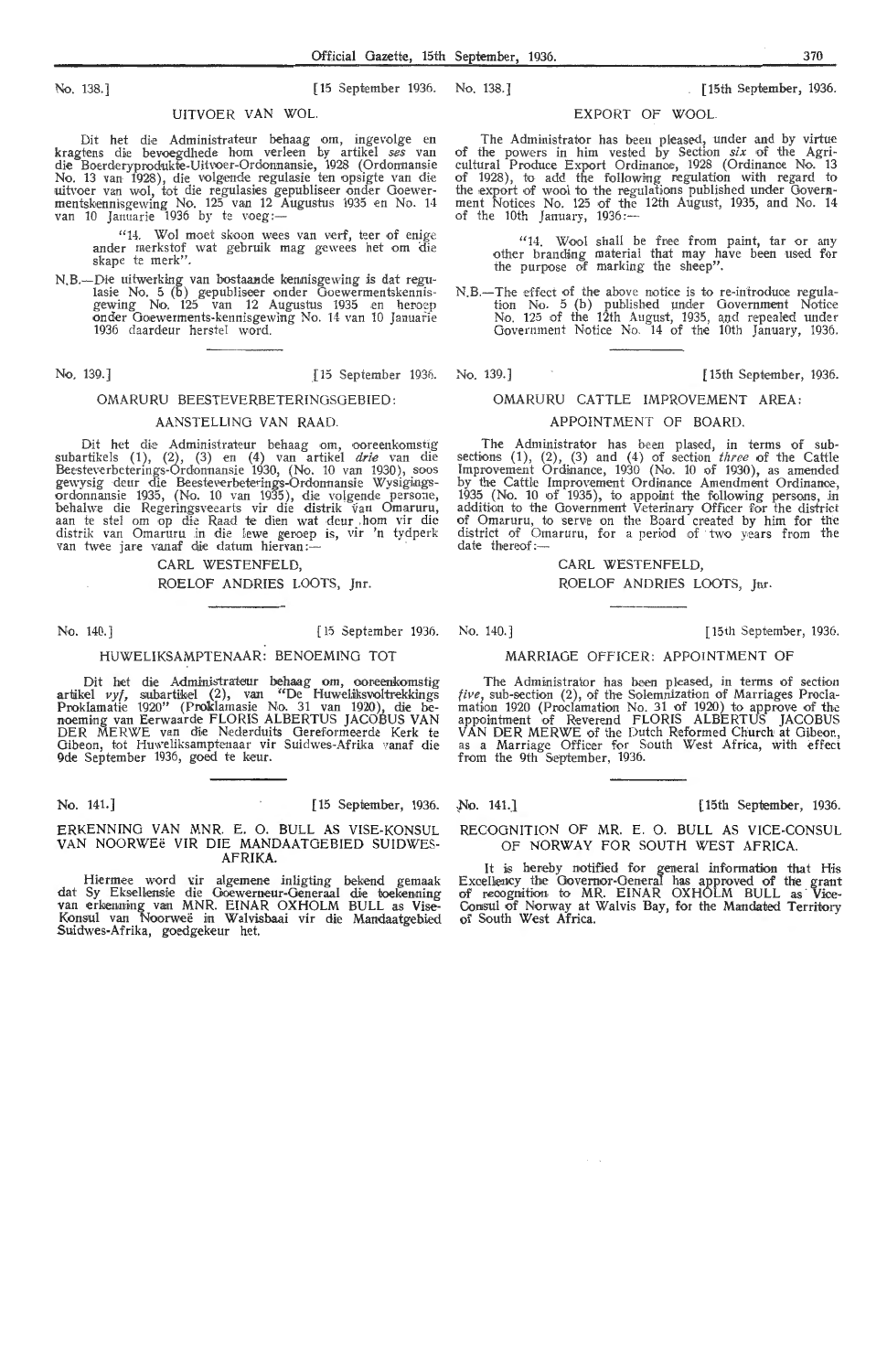No. 138.] [15 September 1936.

## UITVOER VAN WOL.

Dit het die Administrateur behaag om, ingevolge en kragtens die bevoegdhede hom verleen by artikel *ses* van die Boerderyprodukte-Uitvoer-Ordonnansie, 1928 (Ordonnansie No. 13 van 1928), die volgende regulasie ten opsigte van die uitvoer van wol, tot die regulasies gepubliseer onder Goewermentskennisgewing No. 125 van 12 Augustus 1935 en No. 14 van 10 Januarie 1936 by te voeg:—

> "14. Wol moet skoon wees van verf, teer of enige ander merkstof wat gebruik mag gewees het om die skape te merk".

N.B.—Die uitwerking van bostaande kennisgewing is dat regulasie No. 5 (b) gepubliseer onder Goewermentskennisgewing No. 125 van 12 Augustus 1935 en heroep onder Goewerments-kennisgewing No. 14 van 10 Januarie 1936 daardeur herstel word.

No. 139.] [15 September 1936.

## OMARURU BEESTEVERBETERINGSGEBIED: AANSTELLING VAN RAAD.

Dit het die Administrateur behaag om, ooreenkomstig subartikels (1), (2), (3) en (4) van artikel *drie* van die Beesteverbeterings-Ordonnansie 1930, (No. 10 van 1930), soos gewysig deur die Beesteverbeterings-Ordonnansie Wysigingsordonnansie 1935, (No. 10 van 1935), die volgende persone, behalwe die Regeringsveearts vir die distrik van Omaruru, aan te stel om op die Raad te dien wat deur hom vir die distrik van Omaruru in die lewe geroep is, vir 'n tydperk van twee jare vanaf die datum hiervan:—

CARL WESTENFELD,
ROELOF ANDRIES LOOTS, Jnr.

No. 140.] [15 September 1936.

## HUWELIKSAMPTENAAR: BENOEMING TOT

Dit het die Administrateur behaag om, ooreenkomstig artikel *vyf*, subartikel (2), van "De Huweliksvoltrekkings Proklamatie 1920" (Proklamasie No. 31 van 1920), die benoeming van Eerwaarde FLORIS ALBERTUS JACOBUS VAN DER MERWE van die Nederduits Gereformeerde Kerk te Gibeon, tot Huweliksamptenaar vir Suidwes-Afrika vanaf die 9de September 1936, goed te keur.

No. 141.] [15 September, 1936.

## ERKENNING VAN MNR. E. O. BULL AS VISE-KONSUL VAN NOORWEë VIR DIE MANDAATGEBIED SUIDWES-AFRIKA.

Hiermee word vir algemene inligting bekend gemaak dat Sy Eksellensie die Goewerneur-Generaal die toekenning van erkenning van MNR. EINAR OXHOLM BULL as Vise-Konsul van Noorweë in Walvisbaai vir die Mandaatgebied Suidwes-Afrika, goedgekeur het.

No. 138.] [15th September, 1936.

## EXPORT OF WOOL.

The Administrator has been pleased, under and by virtue of the powers in him vested by Section *six* of the Agricultural Produce Export Ordinance, 1928 (Ordinance No. 13 of 1928), to add the following regulation with regard to the export of wool to the regulations published under Government Notices No. 125 of the 12th August, 1935, and No. 14 of the 10th January, 1936:—

> "14. Wool shall be free from paint, tar or any other branding material that may have been used for the purpose of marking the sheep".

N.B.—The effect of the above notice is to re-introduce regulation No. 5 (b) published under Government Notice No. 125 of the 12th August, 1935, and repealed under Government Notice No. 14 of the 10th January, 1936.

No. 139.] [15th September, 1936.

## OMARURU CATTLE IMPROVEMENT AREA: APPOINTMENT OF BOARD.

The Administrator has been plased, in terms of subsections (1), (2), (3) and (4) of section *three* of the Cattle Improvement Ordinance, 1930 (No. 10 of 1930), as amended by the Cattle Improvement Ordinance Amendment Ordinance, 1935 (No. 10 of 1935), to appoint the following persons, in addition to the Government Veterinary Officer for the district of Omaruru, to serve on the Board created by him for the district of Omaruru, for a period of two years from the date thereof:—

CARL WESTENFELD,
ROELOF ANDRIES LOOTS, Jnr.

No. 140.] [15th September, 1936.

## MARRIAGE OFFICER: APPOINTMENT OF

The Administrator has been pleased, in terms of section *five*, sub-section (2), of the Solemnization of Marriages Proclamation 1920 (Proclamation No. 31 of 1920) to approve of the appointment of Reverend FLORIS ALBERTUS JACOBUS VAN DER MERWE of the Dutch Reformed Church at Gibeon, as a Marriage Officer for South West Africa, with effect from the 9th September, 1936.

No. 141.] [15th September, 1936.

## RECOGNITION OF MR. E. O. BULL AS VICE-CONSUL OF NORWAY FOR SOUTH WEST AFRICA.

It is hereby notified for general information that His Excellency the Governor-General has approved of the grant of recognition to MR. EINAR OXHOLM BULL as Vice-Consul of Norway at Walvis Bay, for the Mandated Territory of South West Africa.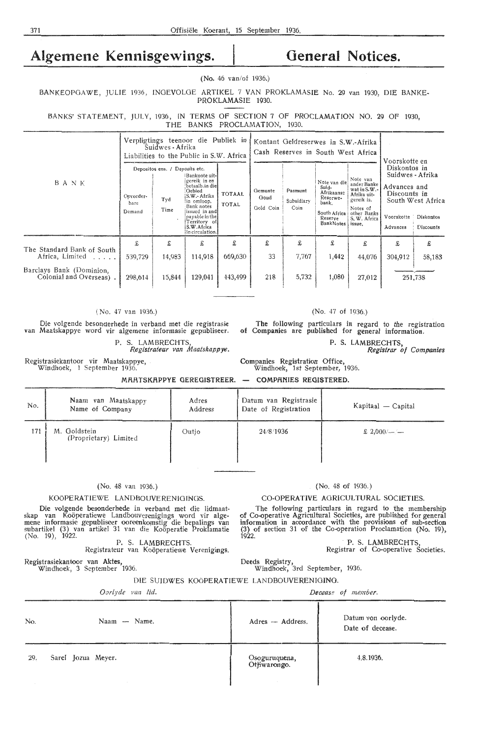# Algemene Kennisgewings. | General Notices.

(No. 46 van/of 1936.)

BANKEOPGAWE, JULIE 1936, INGEVOLGE ARTIKEL 7 VAN PROKLAMASIE No. 29 van 1930, DIE BANKE-PROKLAMASIE 1930.

BANKS' STATEMENT, JULY, 1936, IN TERMS OF SECTION 7 OF PROCLAMATION NO. 29 OF 1930, THE BANKS PROCLAMATION, 1930.

| BANK | Verpligtings teenoor die Publiek in Suidwes-Afrika / Liabilities to the Public in S.W. Africa | | | | Kontant Geldreserwes in S.W.-Afrika / Cash Reserves in South West Africa | | | | Voorskotte en Diskontos in Suidwes-Afrika / Advances and Discounts in South West Africa | |
|---|---|---|---|---|---|---|---|---|---|---|
| | Depositos ens. / Deposits etc. | | | | | | | | | |
| | Opvorderbare / Demand | Tyd / Time | Banknote uitgereik in en betaalb. in die Gebied S.W.-Afrika in omloop. / Bank notes issued in and payable in the Territory of S.W. Africa in circulation. | TOTAAL / TOTAL | Gemunte Goud / Gold Coin | Pasmunt / Subsidiary Coin | Note van die Suid-Afrikaanse Reserwebank. / South Africa Reserve Bank Notes | Note van ander Banke wat in S.W.-Afrika uitgereik is. / Notes of other Banks S. W. Africa issue. | Voorskotte / Advances | Diskontos / Discounts |
| | £ | £ | £ | £ | £ | £ | £ | £ | £ | £ |
| The Standard Bank of South Africa, Limited ..... | 539,729 | 14,983 | 114,918 | 669,630 | 33 | 7,767 | 1,442 | 44,076 | 304,912 | 58,183 |
| Barclays Bank (Dominion, Colonial and Overseas) . | 298,614 | 15,844 | 129,041 | 443,499 | 218 | 5,732 | 1,080 | 27,012 | 251,738 | |

(No. 47 van 1936.)

Die volgende besonderhede in verband met die registrasie van Maatskappye word vir algemene informasie gepubliseer.

P. S. LAMBRECHTS,
*Registrateur van Maatskappye.*

Registrasiekantoor vir Maatskappye,
Windhoek, 1 September 1936.

(No. 47 of 1936.)

The following particulars in regard to the registration of Companies are published for general information.

P. S. LAMBRECHTS,
*Registrar of Companies*

Companies Registration Office,
Windhoek, 1st September, 1936.

**MAATSKAPPYE GEREGISTREER. — COMPANIES REGISTERED.**

| No. | Naam van Maatskappy / Name of Company | Adres / Address | Datum van Registrasie / Date of Registration | Kapitaal — Capital |
|---|---|---|---|---|
| 171 | M. Goldstein (Proprietary) Limited | Outjo | 24/8/1936 | £ 2,000/—/— |

(No. 48 van 1936.)

KOÖPERATIEWE LANDBOUVERENIGINGS.

Die volgende besonderhede in verband met die lidmaatskap van Koöperatiewe Landbouverenigings word vir algemene informasie gepubliseer ooreenkomstig die bepalings van subartikel (3) van artikel 31 van die Koöperatie Proklamatie (No. 19), 1922.

P. S. LAMBRECHTS.
Registrateur van Koöperatiewe Verenigings.

Registrasiekantoor van Aktes,
Windhoek, 3 September 1936.

(No. 48 of 1936.)

CO-OPERATIVE AGRICULTURAL SOCIETIES.

The following particulars in regard to the membership of Co-operative Agricultural Societies, are published for general information in accordance with the provisions of sub-section (3) of section 31 of the Co-operation Proclamation (No. 19), 1922.

P. S. LAMBRECHTS,
Registrar of Co-operative Societies.

Deeds Registry,
Windhoek, 3rd September, 1936.

DIE SUIDWES KOÖPERATIEWE LANDBOUVERENIGING.

*Oorlyde van lid.* — *Decease of member.*

| No. | Naam — Name. | Adres — Address. | Datum von oorlyde. / Date of decease. |
|---|---|---|---|
| 29. | Sarel Jozua Meyer. | Osoguruquena, Otjiwarongo. | 4.8.1936. |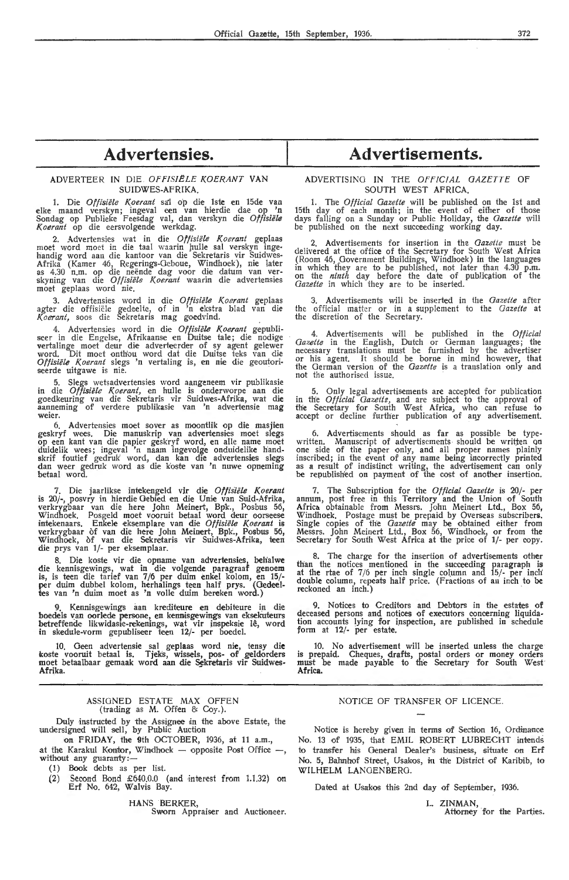# Advertensies.

## ADVERTEER IN DIE *OFFISIËLE KOERANT* VAN SUIDWES-AFRIKA.

1. Die *Offisiële Koerant* sal op die 1ste en 15de van elke maand verskyn; ingeval een van hierdie dae op 'n Sondag op Publieke Feesdag val, dan verskyn die *Offisiële Koerant* op die eersvolgende werkdag.

2. Advertensies wat in die *Offisiële Koerant* geplaas moet word moet in die taal waarin hulle sal verskyn ingehandig word aan die kantoor van die Sekretaris vir Suidwes-Afrika (Kamer 46, Regerings-Geboue, Windhoek), nie later as 4.30 n.m. op die neënde dag voor die datum van verskyning van die *Offisiële Koerant* waarin die advertensies moet geplaas word nie.

3. Advertensies word in die *Offisiële Koerant* geplaas agter die offisiële gedeelte, of in 'n ekstra blad van die *Koerant*, soos die Sekretaris mag goedvind.

4. Advertensies word in die *Offisiële Koerant* gepubliseer in die Engelse, Afrikaanse en Duitse tale; die nodige vertalinge moet deur die adverteerder of sy agent gelewer word. Dit moet onthou word dat die Duitse teks van die *Offisiële Koerant* slegs 'n vertaling is, en nie die geoutoriseerde uitgawe is nie.

5. Slegs wetsadvertensies word aangeneem vir publikasie in die *Offisiële Koerant*, en hulle is onderworpe aan die goedkeuring van die Sekretaris vir Suidwes-Afrika, wat die aanneming of verdere publikasie van 'n advertensie mag weier.

6. Advertensies moet sover as moontlik op die masjien geskryf wees. Die manuskrip van advertensies moet slegs op een kant van die papier geskryf word, en alle name moet duidelik wees; ingeval 'n naam ingevolge onduidelike handskrif foutief gedruk word, dan kan die advertensies slegs dan weer gedruk word as die koste van 'n nuwe opneming betaal word.

7. Die jaarlikse intekengeld vir die *Offisiële Koerant* is 20/-, posvry in hierdie Gebied en die Unie van Suid-Afrika, verkrygbaar van die here John Meinert, Bpk., Posbus 56, Windhoek. Posgeld moet vooruit betaal word deur oorseese intekenaars. Enkele eksemplare van die *Offisiële Koerant* is verkrygbaar òf van die here John Meinert, Bpk., Posbus 56, Windhoek, òf van die Sekretaris vir Suidwes-Afrika, teen die prys van 1/- per eksemplaar.

8. Die koste vir die opname van advertensies, behalwe die kennisgewings, wat in die volgende paragraaf genoem is, is teen die tarief van 7/6 per duim enkel kolom, en 15/- per duim dubbel kolom, herhalings teen half prys. (Gedeeltes van 'n duim moet as 'n volle duim bereken word.)

9. Kennisgewings aan krediteure en debiteure in die boedels van oorlede persone, en kennisgewings van eksekuteurs betreffende likwidasie-rekenings, wat vir inspeksie lê, word in skedule-vorm gepubliseer teen 12/- per boedel.

10. Geen advertensie sal geplaas word nie, tensy die koste vooruit betaal is. Tjeks, wissels, pos- of geldorders moet betaalbaar gemaak word aan die Sekretaris vir Suidwes-Afrika.

# Advertisements.

## ADVERTISING IN THE *OFFICIAL GAZETTE* OF SOUTH WEST AFRICA.

1. The *Official Gazette* will be published on the 1st and 15th day of each month; in the event of either of those days falling on a Sunday or Public Holiday, the *Gazette* will be published on the next succeeding working day.

2. Advertisements for insertion in the *Gazette* must be delivered at the office of the Secretary for South West Africa (Room 46, Government Buildings, Windhoek) in the languages in which they are to be published, not later than 4.30 p.m. on the *ninth* day before the date of publication of the *Gazette* in which they are to be inserted.

3. Advertisements will be inserted in the *Gazette* after the official matter or in a supplement to the *Gazette* at the discretion of the Secretary.

4. Advertisements will be published in the *Official Gazette* in the English, Dutch or German languages; the necessary translations must be furnished by the advertiser or his agent. It should be borne in mind however, that the German version of the *Gazette* is a translation only and not the authorised issue.

5. Only legal advertisements are accepted for publication in the *Official Gazette*, and are subject to the approval of the Secretary for South West Africa, who can refuse to accept or decline further publication of any advertisement.

6. Advertisements should as far as possible be typewritten. Manuscript of advertisements should be written on one side of the paper only, and all proper names plainly inscribed; in the event of any name being incorrectly printed as a result of indistinct writing, the advertisement can only be republished on payment of the cost of another insertion.

7. The Subscription for the *Official Gazette* is 20/- per annum, post free in this Territory and the Union of South Africa obtainable from Messrs. John Meinert Ltd., Box 56, Windhoek. Postage must be prepaid by Overseas subscribers. Single copies of the *Gazette* may be obtained either from Messrs. John Meinert Ltd., Box 56, Windhoek, or from the Secretary for South West Africa at the price of 1/- per copy.

8. The charge for the insertion of advertisements other than the notices mentioned in the succeeding paragraph is at the rtae of 7/6 per inch single column and 15/- per inch double column, repeats half price. (Fractions of an inch to be reckoned an inch.)

9. Notices to Creditors and Debtors in the estates of deceased persons and notices of executors concerning liquidation accounts lying for inspection, are published in schedule form at 12/- per estate.

10. No advertisement will be inserted unless the charge is prepaid. Cheques, drafts, postal orders or money orders must be made payable to the Secretary for South West Africa.

---

ASSIGNED ESTATE MAX OFFEN
(trading as M. Offen & Coy.).

Duly instructed by the Assignee in the above Estate, the undersigned will sell, by Public Auction

on FRIDAY, the 9th OCTOBER, 1936, at 11 a.m.,

at the Karakul Kontor, Windhoek — opposite Post Office —, without any guaranty:—

(1) Book debts as per list.
(2) Second Bond £640.0.0 (and interest from 1.1.32) on Erf No. 642, Walvis Bay.

HANS BERKER,
Sworn Appraiser and Auctioneer.

---

NOTICE OF TRANSFER OF LICENCE.

—

Notice is hereby given in terms of Section 16, Ordinance No. 13 of 1935, that EMIL ROBERT LUBRECHT intends to transfer his General Dealer's business, situate on Erf No. 5, Bahnhof Street, Usakos, in the District of Karibib, to WILHELM LANGENBERG.

Dated at Usakos this 2nd day of September, 1936.

L. ZINMAN,
Attorney for the Parties.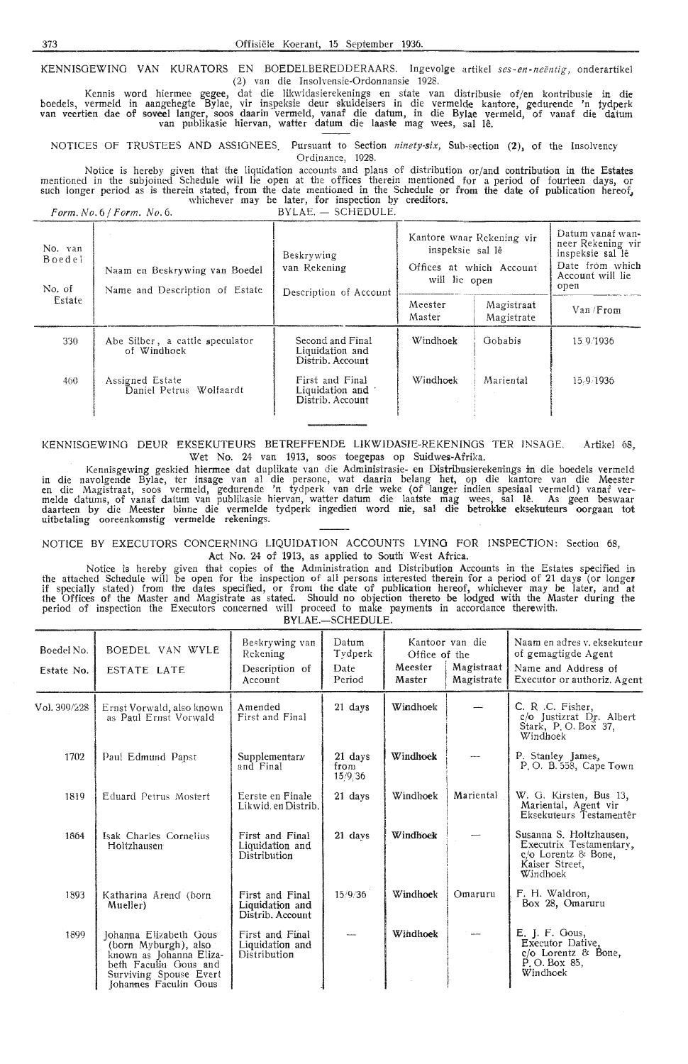KENNISGEWING VAN KURATORS EN BOEDELBEREDDERAARS. Ingevolge artikel *ses-en-neëntig*, onderartikel (2) van die Insolvensie-Ordonnansie 1928.

Kennis word hiermee gegee, dat die likwidasierekenings en state van distribusie of/en kontribusie in die boedels, vermeld in aangehegte Bylae, vir inspeksie deur skuldeisers in die vermelde kantore, gedurende 'n tydperk van veertien dae of soveel langer, soos daarin vermeld, vanaf die datum, in die Bylae vermeld, of vanaf die datum van publikasie hiervan, watter datum die laaste mag wees, sal lê.

NOTICES OF TRUSTEES AND ASSIGNEES. Pursuant to Section *ninety-six*, Sub-section (2), of the Insolvency Ordinance, 1928.

Notice is hereby given that the liquidation accounts and plans of distribution or/and contribution in the Estates mentioned in the subjoined Schedule will lie open at the offices therein mentioned for a period of fourteen days, or such longer period as is therein stated, from the date mentioned in the Schedule or from the date of publication hereof, whichever may be later, for inspection by creditors.

*Form. No. 6 / Form. No. 6.*

BYLAE. — SCHEDULE.

| No. van Boedel / No. of Estate | Naam en Beskrywing van Boedel / Name and Description of Estate | Beskrywing van Rekening / Description of Account | Kantore waar Rekening vir inspeksie sal lê / Offices at which Account will lie open | | Datum vanaf wanneer Rekening vir inspeksie sal lê / Date from which Account will lie open |
|---|---|---|---|---|---|
| | | | Meester / Master | Magistraat / Magistrate | Van / From |
| 330 | Abe Silber, a cattle speculator of Windhoek | Second and Final Liquidation and Distrib. Account | Windhoek | Gobabis | 15/9/1936 |
| 460 | Assigned Estate Daniel Petrus Wolfaardt | First and Final Liquidation and Distrib. Account | Windhoek | Mariental | 15/9/1936 |

KENNISGEWING DEUR EKSEKUTEURS BETREFFENDE LIKWIDASIE-REKENINGS TER INSAGE. Artikel 68, Wet No. 24 van 1913, soos toegepas op Suidwes-Afrika.

Kennisgewing geskied hiermee dat duplikate van die Administrasie- en Distribusierekenings in die boedels vermeld in die navolgende Bylae, ter insage van al die persone, wat daarin belang het, op die kantore van die Meester en die Magistraat, soos vermeld, gedurende 'n tydperk van drie weke (of langer indien spesiaal vermeld) vanaf vermelde datums, of vanaf datum van publikasie hiervan, watter datum die laatste mag wees, sal lê. As geen beswaar daarteen by die Meester binne die vermelde tydperk ingedien word nie, sal die betrokke eksekuteurs oorgaan tot uitbetaling ooreenkomstig vermelde rekenings.

NOTICE BY EXECUTORS CONCERNING LIQUIDATION ACCOUNTS LYING FOR INSPECTION: Section 68, Act No. 24 of 1913, as applied to South West Africa.

Notice is hereby given that copies of the Administration and Distribution Accounts in the Estates specified in the attached Schedule will be open for the inspection of all persons interested therein for a period of 21 days (or longer if specially stated) from the dates specified, or from the date of publication hereof, whichever may be later, and at the Offices of the Master and Magistrate as stated. Should no objection thereto be lodged with the Master during the period of inspection the Executors concerned will proceed to make payments in accordance therewith.

BYLAE.—SCHEDULE.

| Boedel No. / Estate No. | BOEDEL VAN WYLE / ESTATE LATE | Beskrywing van Rekening / Description of Account | Datum Tydperk / Date Period | Kantoor van die / Office of the | | Naam en adres v. eksekuteur of gemagtigde Agent / Name and Address of Executor or authoriz. Agent |
|---|---|---|---|---|---|---|
| | | | | Meester / Master | Magistraat / Magistrate | |
| Vol. 399/228 | Ernst Vorwald, also known as Paul Ernst Vorwald | Amended First and Final | 21 days | Windhoek | — | C. R. C. Fisher, c/o Justizrat Dr. Albert Stark, P. O. Box 37, Windhoek |
| 1702 | Paul Edmund Papst | Supplementary and Final | 21 days from 15/9/36 | Windhoek | — | P. Stanley James, P. O. B. 558, Cape Town |
| 1819 | Eduard Petrus Mostert | Eerste en Finale Likwid. en Distrib. | 21 days | Windhoek | Mariental | W. G. Kirsten, Bus 13, Mariental, Agent vir Eksekuteurs Testamentêr |
| 1864 | Isak Charles Cornelius Holtzhausen | First and Final Liquidation and Distribution | 21 days | Windhoek | — | Susanna S. Holtzhausen, Executrix Testamentary, c/o Lorentz & Bone, Kaiser Street, Windhoek |
| 1893 | Katharina Arend (born Mueller) | First and Final Liquidation and Distrib. Account | 15/9/36 | Windhoek | Omaruru | F. H. Waldron, Box 28, Omaruru |
| 1899 | Johanna Elizabeth Gous (born Myburgh), also known as Johanna Elizabeth Faculin Gous and Surviving Spouse Evert Johannes Faculin Gous | First and Final Liquidation and Distribution | — | Windhoek | — | E. J. F. Gous, Executor Dative, c/o Lorentz & Bone, P. O. Box 85, Windhoek |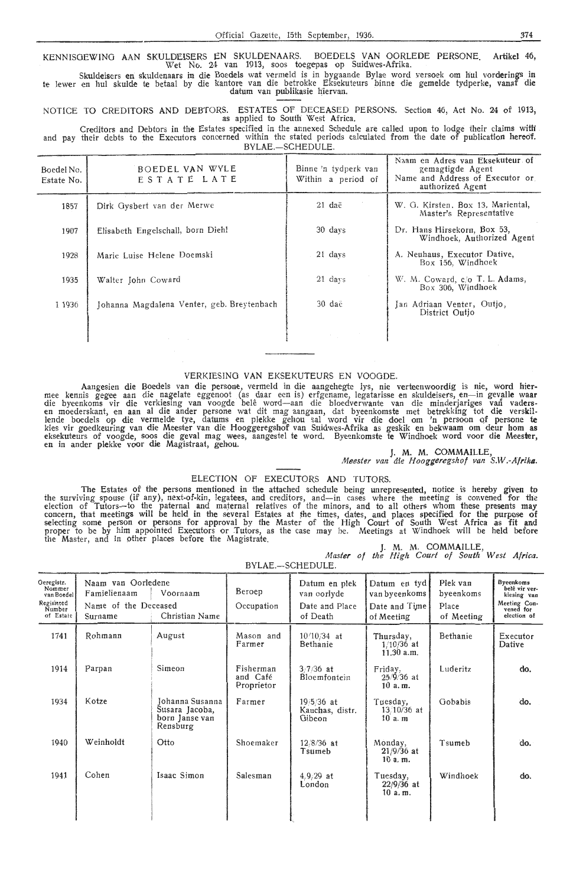KENNISGEWING AAN SKULDEISERS EN SKULDENAARS. BOEDELS VAN OORLEDE PERSONE. Artikel 46, Wet No. 24 van 1913, soos toegepas op Suidwes-Afrika.

Skuldeisers en skuldenaars in die Boedels wat vermeld is in bygaande Bylae word versoek om hul vorderings in te lewer en hul skulde te betaal by die kantore van die betrokke Eksekuteurs binne die gemelde tydperke, vanaf die datum van publikasie hiervan.

NOTICE TO CREDITORS AND DEBTORS. ESTATES OF DECEASED PERSONS. Section 46, Act No. 24 of 1913, as applied to South West Africa.

Creditors and Debtors in the Estates specified in the annexed Schedule are called upon to lodge their claims with and pay their debts to the Executors concerned within the stated periods calculated from the date of publication hereof.

BYLAE.—SCHEDULE.

| Boedel No. Estate No. | BOEDEL VAN WYLE ESTATE LATE | Binne 'n tydperk van Within a period of | Naam en Adres van Eksekuteur of gemagtigde Agent Name and Address of Executor or authorized Agent |
|---|---|---|---|
| 1857 | Dirk Gysbert van der Merwe | 21 daë | W. G. Kirsten, Box 13, Mariental, Master's Representative |
| 1907 | Elisabeth Engelschall, born Diehl | 30 days | Dr. Hans Hirsekorn, Box 53, Windhoek, Authorized Agent |
| 1928 | Marie Luise Helene Doemski | 21 days | A. Neuhaus, Executor Dative, Box 156, Windhoek |
| 1935 | Walter John Coward | 21 days | W. M. Coward, c/o T. L. Adams, Box 306, Windhoek |
| 1 1936 | Johanna Magdalena Venter, geb. Breytenbach | 30 daë | Jan Adriaan Venter, Outjo, District Outjo |

VERKIESING VAN EKSEKUTEURS EN VOOGDE.

Aangesien die Boedels van die persone, vermeld in die aangehegte lys, nie verteenwoordig is nie, word hiermee kennis gegee aan die nagelate eggenoot (as daar een is) erfgename, legatarisse en skuldeisers, en—in gevalle waar die byeenkoms vir die verkiesing van voogde belê word—aan die bloedverwante van die minderjariges van vaders- en moederskant, en aan al die ander persone wat dit mag aangaan, dat byeenkomste met betrekking tot die verskillende boedels op die vermelde tye, datums en plekke gehou sal word vir die doel om 'n persoon of persone te kies vir goedkeuring van die Meester van die Hooggeregshof van Suidwes-Afrika as geskik en bekwaam om deur hom as eksekuteurs of voogde, soos die geval mag wees, aangestel te word. Byeenkomste te Windhoek word voor die Meester, en in ander plekke voor die Magistraat, gehou.

J. M. M. COMMAILLE,
*Meester van die Hooggeregshof van S.W.-Afrika.*

ELECTION OF EXECUTORS AND TUTORS.

The Estates of the persons mentioned in the attached schedule being unrepresented, notice is hereby given to the surviving spouse (if any), next-of-kin, legatees, and creditors, and—in cases where the meeting is convened for the election of Tutors—to the paternal and maternal relatives of the minors, and to all others whom these presents may concern, that meetings will be held in the several Estates at the times, dates, and places specified for the purpose of selecting some person or persons for approval by the Master of the High Court of South West Africa as fit and proper to be by him appointed Executors or Tutors, as the case may be. Meetings at Windhoek will be held before the Master, and in other places before the Magistrate.

J. M. M. COMMAILLE,
*Master of the High Court of South West Africa.*

BYLAE.—SCHEDULE.

| Geregistr. Nommer van Boedel / Registered Number of Estate | Naam van Oorledene / Name of the Deceased — Familienaam / Surname | Voornaam / Christian Name | Beroep / Occupation | Datum en plek van oorlyde / Date and Place of Death | Datum en tyd van byeenkoms / Date and Time of Meeting | Plek van byeenkoms / Place of Meeting | Byeenkoms belê vir verkiesing van / Meeting Convened for election of |
|---|---|---|---|---|---|---|---|
| 1741 | Rohmann | August | Mason and Farmer | 10/10/34 at Bethanie | Thursday, 1/10/36 at 11.30 a.m. | Bethanie | Executor Dative |
| 1914 | Parpan | Simeon | Fisherman and Café Proprietor | 3/7/36 at Bloemfontein | Friday, 25/9/36 at 10 a.m. | Luderitz | do. |
| 1934 | Kotze | Johanna Susanna Susara Jacoba, born Janse van Rensburg | Farmer | 19/5/36 at Kauchas, distr. Gibeon | Tuesday, 13/10/36 at 10 a.m | Gobabis | do. |
| 1940 | Weinholdt | Otto | Shoemaker | 12/8/36 at Tsumeb | Monday, 21/9/36 at 10 a.m. | Tsumeb | do. |
| 1941 | Cohen | Isaac Simon | Salesman | 4/9/29 at London | Tuesday, 22/9/36 at 10 a.m. | Windhoek | do. |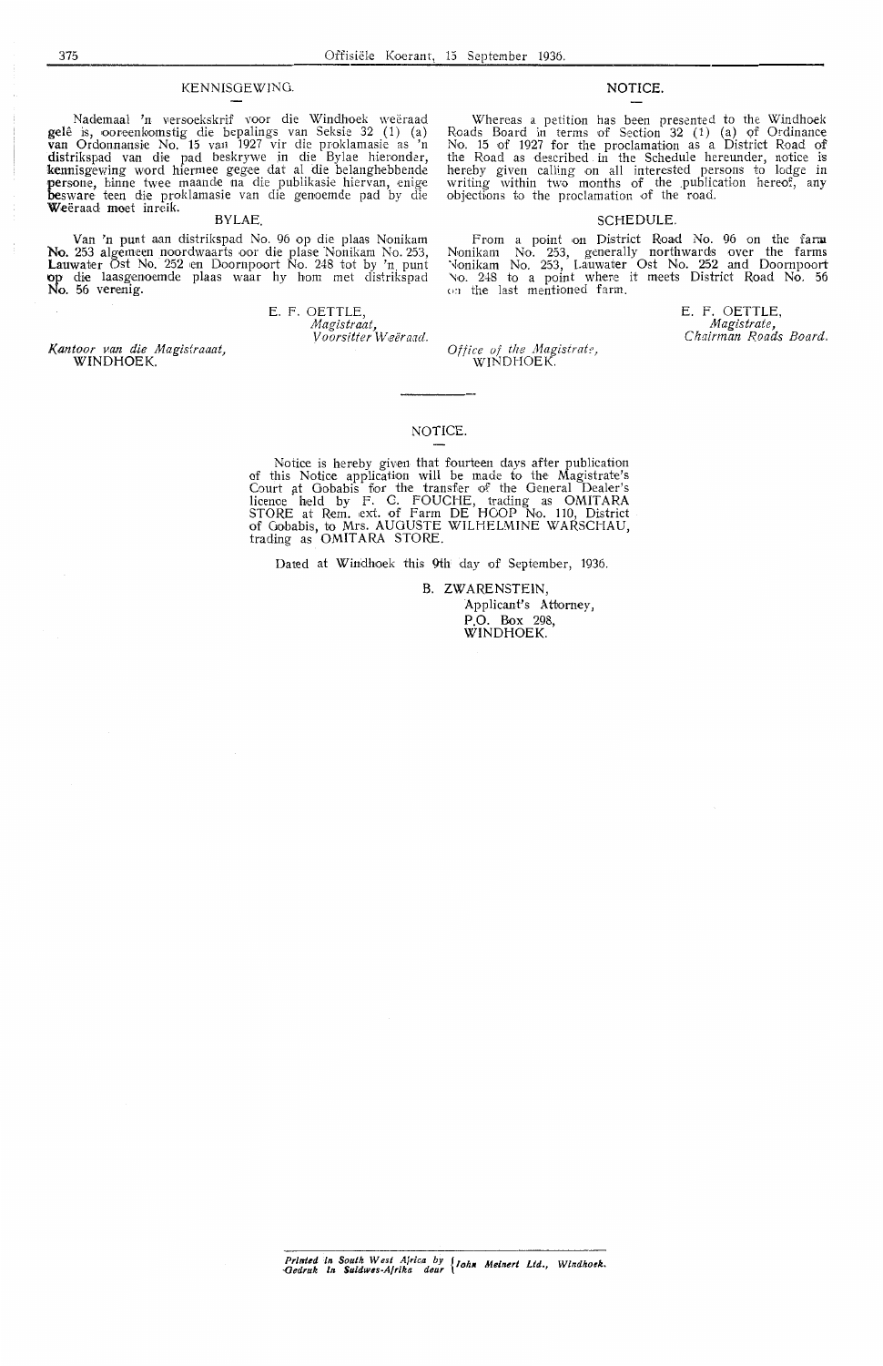## KENNISGEWING.

Nademaal 'n versoekskrif voor die Windhoek weëraad gelê is, ooreenkomstig die bepalings van Seksie 32 (1) (a) van Ordonnansie No. 15 van 1927 vir die proklamasie as 'n distrikspad van die pad beskrywe in die Bylae hieronder, kennisgewing word hiermee gegee dat al die belanghebbende persone, binne twee maande na die publikasie hiervan, enige besware teen die proklamasie van die genoemde pad by die Weëraad moet inreik.

### BYLAE.

Van 'n punt aan distrikspad No. 96 op die plaas Nonikam No. 253 algemeen noordwaarts oor die plase Nonikam No. 253, Lauwater Ost No. 252 en Doornpoort No. 248 tot by 'n punt op die laasgenoemde plaas waar hy hom met distrikspad No. 56 verenig.

E. F. OETTLE,
*Magistraat,*
*Voorsitter Weëraad.*

*Kantoor van die Magistraat,*
WINDHOEK.

## NOTICE.

Whereas a petition has been presented to the Windhoek Roads Board in terms of Section 32 (1) (a) of Ordinance No. 15 of 1927 for the proclamation as a District Road of the Road as described in the Schedule hereunder, notice is hereby given calling on all interested persons to lodge in writing within two months of the publication hereof, any objections to the proclamation of the road.

### SCHEDULE.

From a point on District Road No. 96 on the farm Nonikam No. 253, generally northwards over the farms Nonikam No. 253, Lauwater Ost No. 252 and Doornpoort No. 248 to a point where it meets District Road No. 56 on the last mentioned farm.

E. F. OETTLE,
*Magistrate,*
*Chairman Roads Board.*

*Office of the Magistrate,*
WINDHOEK.

---

## NOTICE.

Notice is hereby given that fourteen days after publication of this Notice application will be made to the Magistrate's Court at Gobabis for the transfer of the General Dealer's licence held by F. C. FOUCHE, trading as OMITARA STORE at Rem. ext. of Farm DE HOOP No. 110, District of Gobabis, to Mrs. AUGUSTE WILHELMINE WARSCHAU, trading as OMITARA STORE.

Dated at Windhoek this 9th day of September, 1936.

B. ZWARENSTEIN,
Applicant's Attorney,
P.O. Box 298,
WINDHOEK.

*Printed in South West Africa by / Gedruk in Suidwes-Afrika deur* John Meinert Ltd., Windhoek.